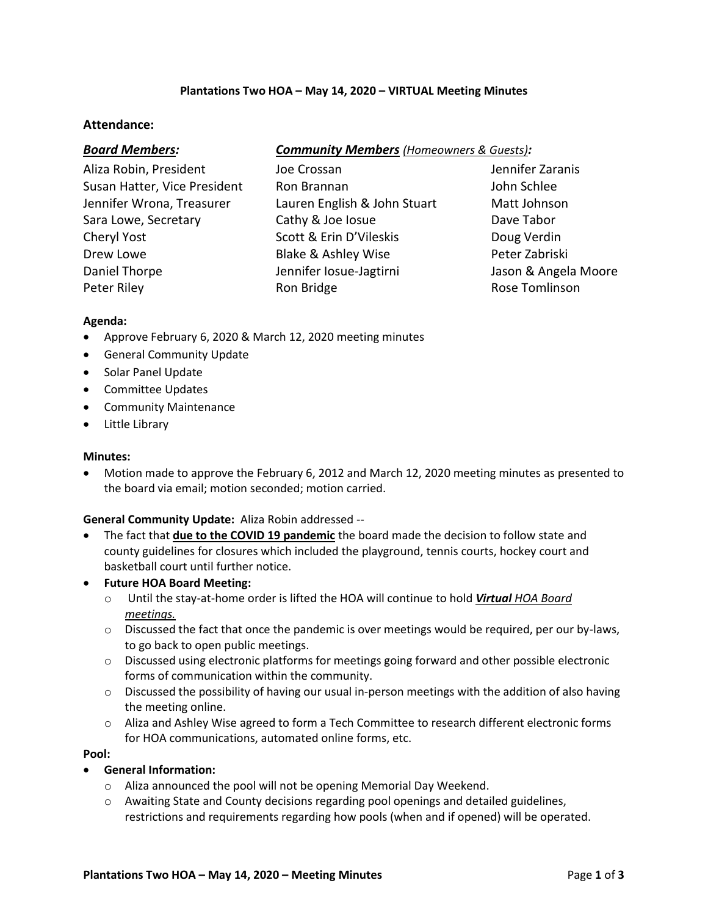**Plantations Two HOA – May 14, 2020 – VIRTUAL Meeting Minutes**

## Attendance:

| ***Board Members:*** | ***Community Members*** *(Homeowners & Guests)**:*** | |
|---|---|---|
| Aliza Robin, President | Joe Crossan | Jennifer Zaranis |
| Susan Hatter, Vice President | Ron Brannan | John Schlee |
| Jennifer Wrona, Treasurer | Lauren English & John Stuart | Matt Johnson |
| Sara Lowe, Secretary | Cathy & Joe Iosue | Dave Tabor |
| Cheryl Yost | Scott & Erin D'Vileskis | Doug Verdin |
| Drew Lowe | Blake & Ashley Wise | Peter Zabriski |
| Daniel Thorpe | Jennifer Iosue-Jagtirni | Jason & Angela Moore |
| Peter Riley | Ron Bridge | Rose Tomlinson |

**Agenda:**

- Approve February 6, 2020 & March 12, 2020 meeting minutes
- General Community Update
- Solar Panel Update
- Committee Updates
- Community Maintenance
- Little Library

**Minutes:**

- Motion made to approve the February 6, 2012 and March 12, 2020 meeting minutes as presented to the board via email; motion seconded; motion carried.

**General Community Update:** Aliza Robin addressed --

- The fact that **due to the COVID 19 pandemic** the board made the decision to follow state and county guidelines for closures which included the playground, tennis courts, hockey court and basketball court until further notice.
- **Future HOA Board Meeting:**
  - Until the stay-at-home order is lifted the HOA will continue to hold ***Virtual*** *HOA Board meetings.*
  - Discussed the fact that once the pandemic is over meetings would be required, per our by-laws, to go back to open public meetings.
  - Discussed using electronic platforms for meetings going forward and other possible electronic forms of communication within the community.
  - Discussed the possibility of having our usual in-person meetings with the addition of also having the meeting online.
  - Aliza and Ashley Wise agreed to form a Tech Committee to research different electronic forms for HOA communications, automated online forms, etc.

**Pool:**

- **General Information:**
  - Aliza announced the pool will not be opening Memorial Day Weekend.
  - Awaiting State and County decisions regarding pool openings and detailed guidelines, restrictions and requirements regarding how pools (when and if opened) will be operated.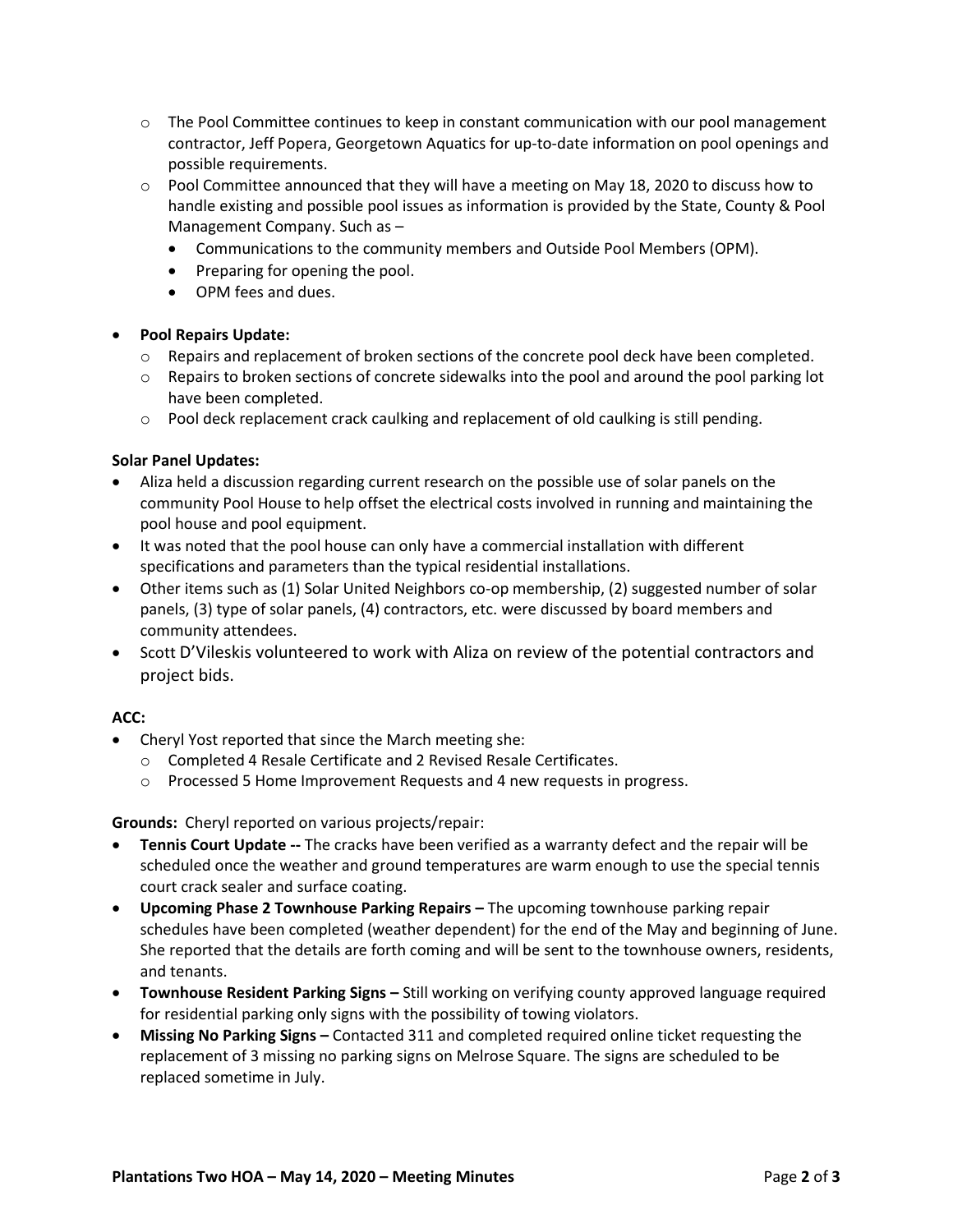- The Pool Committee continues to keep in constant communication with our pool management contractor, Jeff Popera, Georgetown Aquatics for up-to-date information on pool openings and possible requirements.
- Pool Committee announced that they will have a meeting on May 18, 2020 to discuss how to handle existing and possible pool issues as information is provided by the State, County & Pool Management Company. Such as –
  - Communications to the community members and Outside Pool Members (OPM).
  - Preparing for opening the pool.
  - OPM fees and dues.

- **Pool Repairs Update:**
  - Repairs and replacement of broken sections of the concrete pool deck have been completed.
  - Repairs to broken sections of concrete sidewalks into the pool and around the pool parking lot have been completed.
  - Pool deck replacement crack caulking and replacement of old caulking is still pending.

**Solar Panel Updates:**

- Aliza held a discussion regarding current research on the possible use of solar panels on the community Pool House to help offset the electrical costs involved in running and maintaining the pool house and pool equipment.
- It was noted that the pool house can only have a commercial installation with different specifications and parameters than the typical residential installations.
- Other items such as (1) Solar United Neighbors co-op membership, (2) suggested number of solar panels, (3) type of solar panels, (4) contractors, etc. were discussed by board members and community attendees.
- Scott D'Vileskis volunteered to work with Aliza on review of the potential contractors and project bids.

**ACC:**

- Cheryl Yost reported that since the March meeting she:
  - Completed 4 Resale Certificate and 2 Revised Resale Certificates.
  - Processed 5 Home Improvement Requests and 4 new requests in progress.

**Grounds:** Cheryl reported on various projects/repair:

- **Tennis Court Update --** The cracks have been verified as a warranty defect and the repair will be scheduled once the weather and ground temperatures are warm enough to use the special tennis court crack sealer and surface coating.
- **Upcoming Phase 2 Townhouse Parking Repairs –** The upcoming townhouse parking repair schedules have been completed (weather dependent) for the end of the May and beginning of June. She reported that the details are forth coming and will be sent to the townhouse owners, residents, and tenants.
- **Townhouse Resident Parking Signs –** Still working on verifying county approved language required for residential parking only signs with the possibility of towing violators.
- **Missing No Parking Signs –** Contacted 311 and completed required online ticket requesting the replacement of 3 missing no parking signs on Melrose Square. The signs are scheduled to be replaced sometime in July.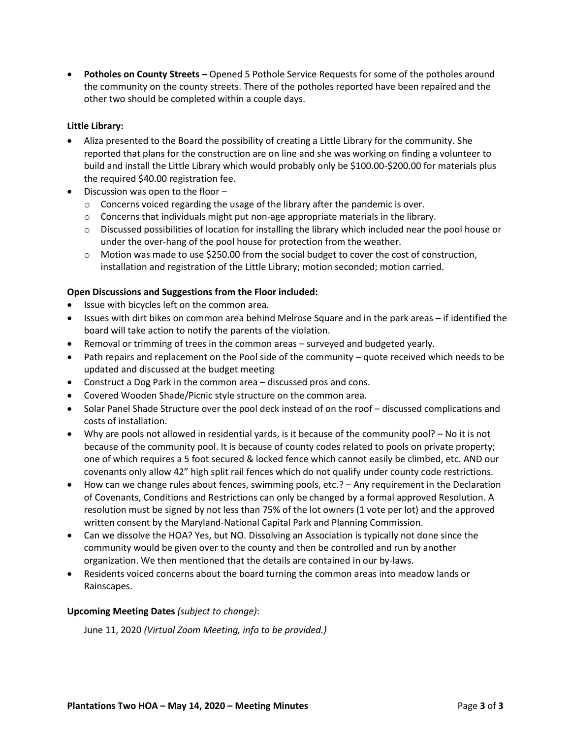- **Potholes on County Streets –** Opened 5 Pothole Service Requests for some of the potholes around the community on the county streets. There of the potholes reported have been repaired and the other two should be completed within a couple days.

**Little Library:**

- Aliza presented to the Board the possibility of creating a Little Library for the community. She reported that plans for the construction are on line and she was working on finding a volunteer to build and install the Little Library which would probably only be $100.00-$200.00 for materials plus the required $40.00 registration fee.
- Discussion was open to the floor –
  - Concerns voiced regarding the usage of the library after the pandemic is over.
  - Concerns that individuals might put non-age appropriate materials in the library.
  - Discussed possibilities of location for installing the library which included near the pool house or under the over-hang of the pool house for protection from the weather.
  - Motion was made to use $250.00 from the social budget to cover the cost of construction, installation and registration of the Little Library; motion seconded; motion carried.

**Open Discussions and Suggestions from the Floor included:**

- Issue with bicycles left on the common area.
- Issues with dirt bikes on common area behind Melrose Square and in the park areas – if identified the board will take action to notify the parents of the violation.
- Removal or trimming of trees in the common areas – surveyed and budgeted yearly.
- Path repairs and replacement on the Pool side of the community – quote received which needs to be updated and discussed at the budget meeting
- Construct a Dog Park in the common area – discussed pros and cons.
- Covered Wooden Shade/Picnic style structure on the common area.
- Solar Panel Shade Structure over the pool deck instead of on the roof – discussed complications and costs of installation.
- Why are pools not allowed in residential yards, is it because of the community pool? – No it is not because of the community pool. It is because of county codes related to pools on private property; one of which requires a 5 foot secured & locked fence which cannot easily be climbed, etc. AND our covenants only allow 42" high split rail fences which do not qualify under county code restrictions.
- How can we change rules about fences, swimming pools, etc.? – Any requirement in the Declaration of Covenants, Conditions and Restrictions can only be changed by a formal approved Resolution. A resolution must be signed by not less than 75% of the lot owners (1 vote per lot) and the approved written consent by the Maryland-National Capital Park and Planning Commission.
- Can we dissolve the HOA? Yes, but NO. Dissolving an Association is typically not done since the community would be given over to the county and then be controlled and run by another organization. We then mentioned that the details are contained in our by-laws.
- Residents voiced concerns about the board turning the common areas into meadow lands or Rainscapes.

**Upcoming Meeting Dates** *(subject to change)*:

June 11, 2020 *(Virtual Zoom Meeting, info to be provided.)*